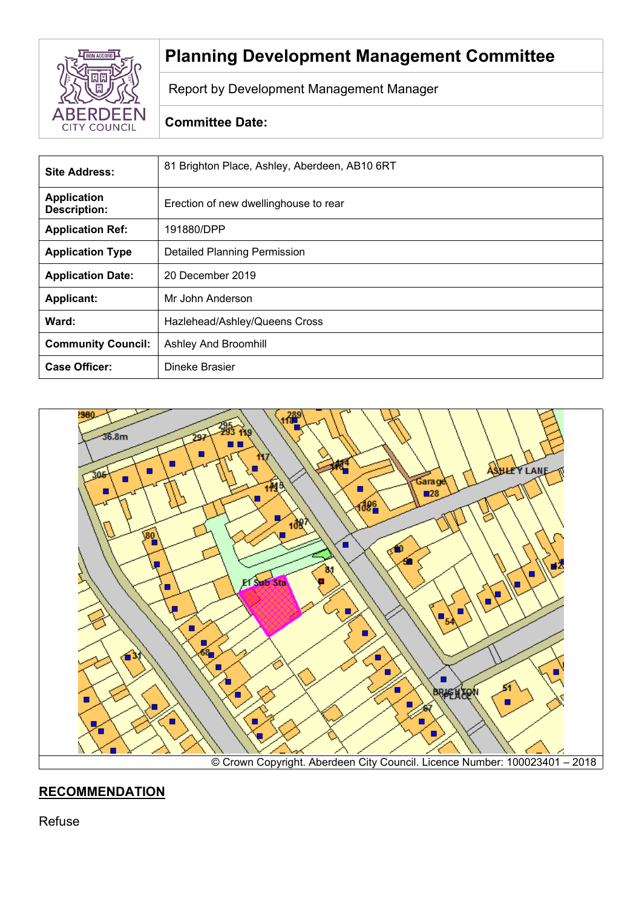# Planning Development Management Committee

Report by Development Management Manager

**Committee Date:**

| **Site Address:** | 81 Brighton Place, Ashley, Aberdeen, AB10 6RT |
|---|---|
| **Application Description:** | Erection of new dwellinghouse to rear |
| **Application Ref:** | 191880/DPP |
| **Application Type** | Detailed Planning Permission |
| **Application Date:** | 20 December 2019 |
| **Applicant:** | Mr John Anderson |
| **Ward:** | Hazlehead/Ashley/Queens Cross |
| **Community Council:** | Ashley And Broomhill |
| **Case Officer:** | Dineke Brasier |

© Crown Copyright. Aberdeen City Council. Licence Number: 100023401 – 2018

## RECOMMENDATION

Refuse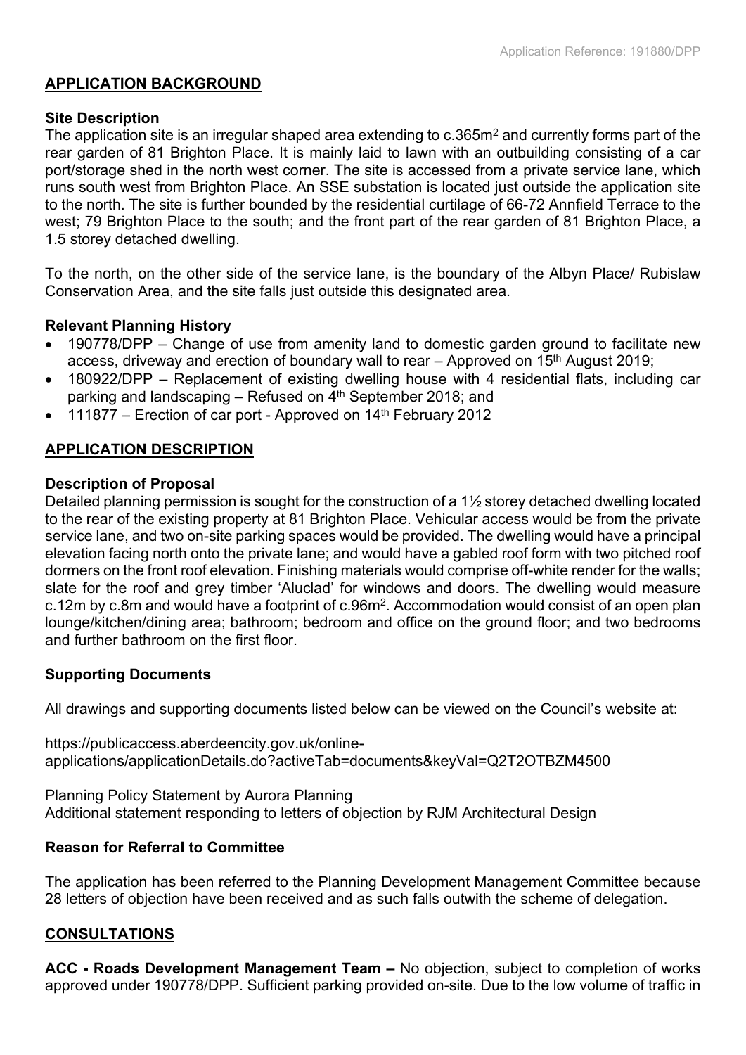## APPLICATION BACKGROUND

**Site Description**

The application site is an irregular shaped area extending to c.365m$^2$ and currently forms part of the rear garden of 81 Brighton Place. It is mainly laid to lawn with an outbuilding consisting of a car port/storage shed in the north west corner. The site is accessed from a private service lane, which runs south west from Brighton Place. An SSE substation is located just outside the application site to the north. The site is further bounded by the residential curtilage of 66-72 Annfield Terrace to the west; 79 Brighton Place to the south; and the front part of the rear garden of 81 Brighton Place, a 1.5 storey detached dwelling.

To the north, on the other side of the service lane, is the boundary of the Albyn Place/ Rubislaw Conservation Area, and the site falls just outside this designated area.

**Relevant Planning History**

- 190778/DPP – Change of use from amenity land to domestic garden ground to facilitate new access, driveway and erection of boundary wall to rear – Approved on 15th August 2019;
- 180922/DPP – Replacement of existing dwelling house with 4 residential flats, including car parking and landscaping – Refused on 4th September 2018; and
- 111877 – Erection of car port - Approved on 14th February 2012

## APPLICATION DESCRIPTION

**Description of Proposal**

Detailed planning permission is sought for the construction of a 1½ storey detached dwelling located to the rear of the existing property at 81 Brighton Place. Vehicular access would be from the private service lane, and two on-site parking spaces would be provided. The dwelling would have a principal elevation facing north onto the private lane; and would have a gabled roof form with two pitched roof dormers on the front roof elevation. Finishing materials would comprise off-white render for the walls; slate for the roof and grey timber 'Aluclad' for windows and doors. The dwelling would measure c.12m by c.8m and would have a footprint of c.96m$^2$. Accommodation would consist of an open plan lounge/kitchen/dining area; bathroom; bedroom and office on the ground floor; and two bedrooms and further bathroom on the first floor.

**Supporting Documents**

All drawings and supporting documents listed below can be viewed on the Council's website at:

https://publicaccess.aberdeencity.gov.uk/online-applications/applicationDetails.do?activeTab=documents&keyVal=Q2T2OTBZM4500

Planning Policy Statement by Aurora Planning
Additional statement responding to letters of objection by RJM Architectural Design

**Reason for Referral to Committee**

The application has been referred to the Planning Development Management Committee because 28 letters of objection have been received and as such falls outwith the scheme of delegation.

## CONSULTATIONS

**ACC - Roads Development Management Team –** No objection, subject to completion of works approved under 190778/DPP. Sufficient parking provided on-site. Due to the low volume of traffic in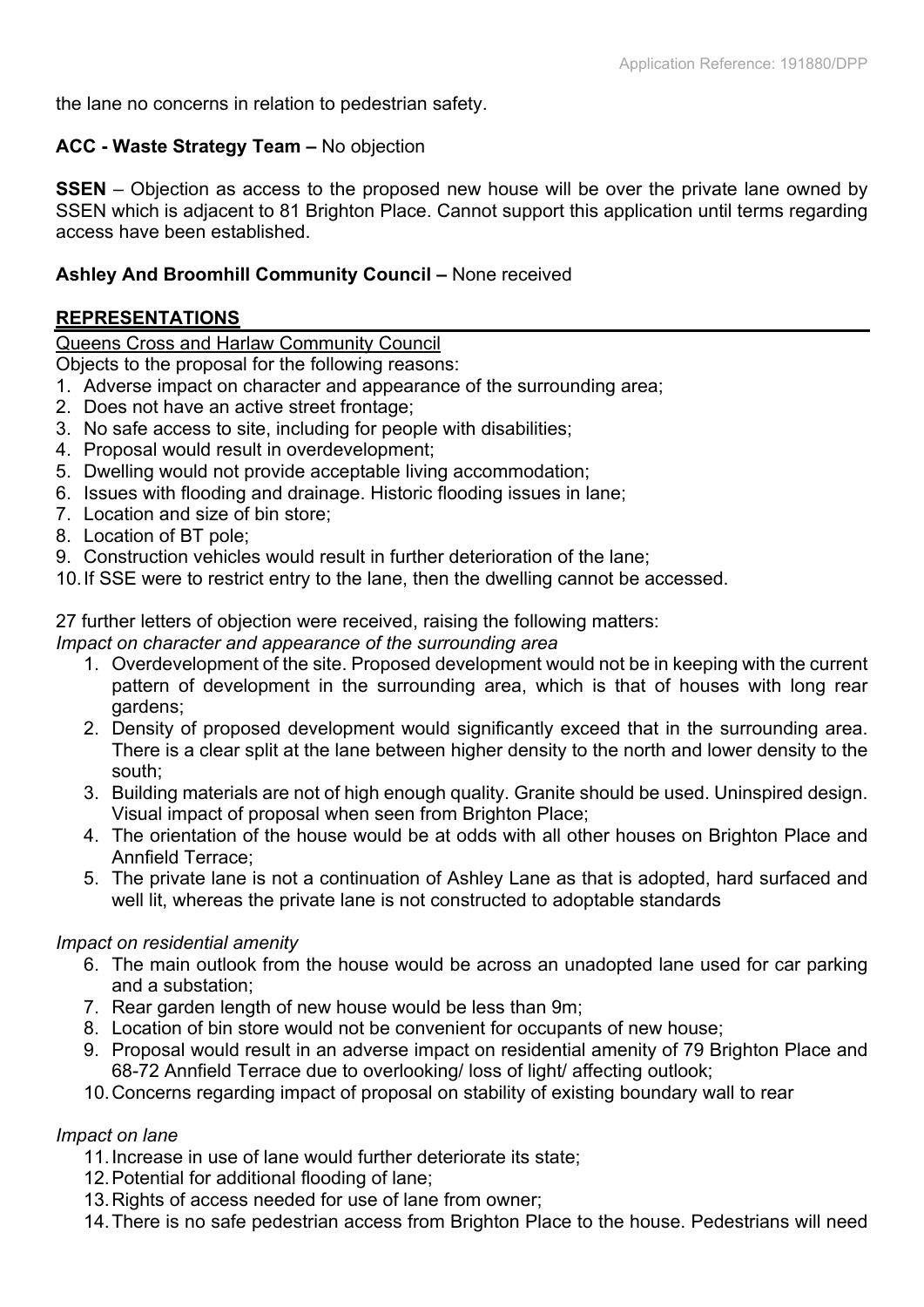the lane no concerns in relation to pedestrian safety.

**ACC - Waste Strategy Team –** No objection

**SSEN** – Objection as access to the proposed new house will be over the private lane owned by SSEN which is adjacent to 81 Brighton Place. Cannot support this application until terms regarding access have been established.

**Ashley And Broomhill Community Council –** None received

## REPRESENTATIONS

Queens Cross and Harlaw Community Council

Objects to the proposal for the following reasons:

1. Adverse impact on character and appearance of the surrounding area;
2. Does not have an active street frontage;
3. No safe access to site, including for people with disabilities;
4. Proposal would result in overdevelopment;
5. Dwelling would not provide acceptable living accommodation;
6. Issues with flooding and drainage. Historic flooding issues in lane;
7. Location and size of bin store;
8. Location of BT pole;
9. Construction vehicles would result in further deterioration of the lane;
10. If SSE were to restrict entry to the lane, then the dwelling cannot be accessed.

27 further letters of objection were received, raising the following matters:

*Impact on character and appearance of the surrounding area*

1. Overdevelopment of the site. Proposed development would not be in keeping with the current pattern of development in the surrounding area, which is that of houses with long rear gardens;
2. Density of proposed development would significantly exceed that in the surrounding area. There is a clear split at the lane between higher density to the north and lower density to the south;
3. Building materials are not of high enough quality. Granite should be used. Uninspired design. Visual impact of proposal when seen from Brighton Place;
4. The orientation of the house would be at odds with all other houses on Brighton Place and Annfield Terrace;
5. The private lane is not a continuation of Ashley Lane as that is adopted, hard surfaced and well lit, whereas the private lane is not constructed to adoptable standards

*Impact on residential amenity*

6. The main outlook from the house would be across an unadopted lane used for car parking and a substation;
7. Rear garden length of new house would be less than 9m;
8. Location of bin store would not be convenient for occupants of new house;
9. Proposal would result in an adverse impact on residential amenity of 79 Brighton Place and 68-72 Annfield Terrace due to overlooking/ loss of light/ affecting outlook;
10. Concerns regarding impact of proposal on stability of existing boundary wall to rear

*Impact on lane*

11. Increase in use of lane would further deteriorate its state;
12. Potential for additional flooding of lane;
13. Rights of access needed for use of lane from owner;
14. There is no safe pedestrian access from Brighton Place to the house. Pedestrians will need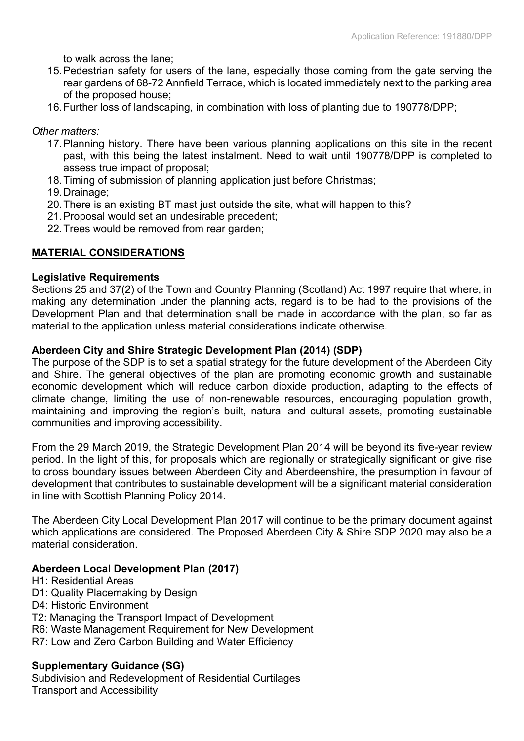to walk across the lane;

15. Pedestrian safety for users of the lane, especially those coming from the gate serving the rear gardens of 68-72 Annfield Terrace, which is located immediately next to the parking area of the proposed house;
16. Further loss of landscaping, in combination with loss of planting due to 190778/DPP;

*Other matters:*

17. Planning history. There have been various planning applications on this site in the recent past, with this being the latest instalment. Need to wait until 190778/DPP is completed to assess true impact of proposal;
18. Timing of submission of planning application just before Christmas;
19. Drainage;
20. There is an existing BT mast just outside the site, what will happen to this?
21. Proposal would set an undesirable precedent;
22. Trees would be removed from rear garden;

## MATERIAL CONSIDERATIONS

**Legislative Requirements**

Sections 25 and 37(2) of the Town and Country Planning (Scotland) Act 1997 require that where, in making any determination under the planning acts, regard is to be had to the provisions of the Development Plan and that determination shall be made in accordance with the plan, so far as material to the application unless material considerations indicate otherwise.

**Aberdeen City and Shire Strategic Development Plan (2014) (SDP)**

The purpose of the SDP is to set a spatial strategy for the future development of the Aberdeen City and Shire. The general objectives of the plan are promoting economic growth and sustainable economic development which will reduce carbon dioxide production, adapting to the effects of climate change, limiting the use of non-renewable resources, encouraging population growth, maintaining and improving the region's built, natural and cultural assets, promoting sustainable communities and improving accessibility.

From the 29 March 2019, the Strategic Development Plan 2014 will be beyond its five-year review period. In the light of this, for proposals which are regionally or strategically significant or give rise to cross boundary issues between Aberdeen City and Aberdeenshire, the presumption in favour of development that contributes to sustainable development will be a significant material consideration in line with Scottish Planning Policy 2014.

The Aberdeen City Local Development Plan 2017 will continue to be the primary document against which applications are considered. The Proposed Aberdeen City & Shire SDP 2020 may also be a material consideration.

**Aberdeen Local Development Plan (2017)**

H1: Residential Areas
D1: Quality Placemaking by Design
D4: Historic Environment
T2: Managing the Transport Impact of Development
R6: Waste Management Requirement for New Development
R7: Low and Zero Carbon Building and Water Efficiency

**Supplementary Guidance (SG)**

Subdivision and Redevelopment of Residential Curtilages
Transport and Accessibility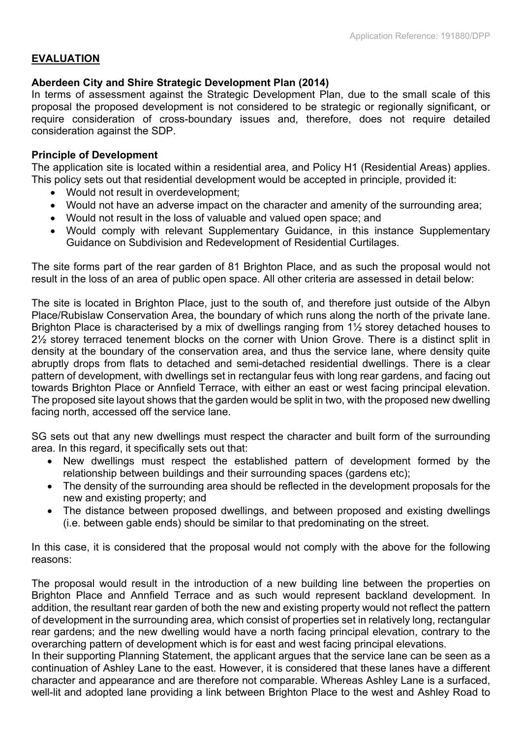## **EVALUATION**

### Aberdeen City and Shire Strategic Development Plan (2014)

In terms of assessment against the Strategic Development Plan, due to the small scale of this proposal the proposed development is not considered to be strategic or regionally significant, or require consideration of cross-boundary issues and, therefore, does not require detailed consideration against the SDP.

### Principle of Development

The application site is located within a residential area, and Policy H1 (Residential Areas) applies. This policy sets out that residential development would be accepted in principle, provided it:

- Would not result in overdevelopment;
- Would not have an adverse impact on the character and amenity of the surrounding area;
- Would not result in the loss of valuable and valued open space; and
- Would comply with relevant Supplementary Guidance, in this instance Supplementary Guidance on Subdivision and Redevelopment of Residential Curtilages.

The site forms part of the rear garden of 81 Brighton Place, and as such the proposal would not result in the loss of an area of public open space. All other criteria are assessed in detail below:

The site is located in Brighton Place, just to the south of, and therefore just outside of the Albyn Place/Rubislaw Conservation Area, the boundary of which runs along the north of the private lane. Brighton Place is characterised by a mix of dwellings ranging from 1½ storey detached houses to 2½ storey terraced tenement blocks on the corner with Union Grove. There is a distinct split in density at the boundary of the conservation area, and thus the service lane, where density quite abruptly drops from flats to detached and semi-detached residential dwellings. There is a clear pattern of development, with dwellings set in rectangular feus with long rear gardens, and facing out towards Brighton Place or Annfield Terrace, with either an east or west facing principal elevation. The proposed site layout shows that the garden would be split in two, with the proposed new dwelling facing north, accessed off the service lane.

SG sets out that any new dwellings must respect the character and built form of the surrounding area. In this regard, it specifically sets out that:

- New dwellings must respect the established pattern of development formed by the relationship between buildings and their surrounding spaces (gardens etc);
- The density of the surrounding area should be reflected in the development proposals for the new and existing property; and
- The distance between proposed dwellings, and between proposed and existing dwellings (i.e. between gable ends) should be similar to that predominating on the street.

In this case, it is considered that the proposal would not comply with the above for the following reasons:

The proposal would result in the introduction of a new building line between the properties on Brighton Place and Annfield Terrace and as such would represent backland development. In addition, the resultant rear garden of both the new and existing property would not reflect the pattern of development in the surrounding area, which consist of properties set in relatively long, rectangular rear gardens; and the new dwelling would have a north facing principal elevation, contrary to the overarching pattern of development which is for east and west facing principal elevations.

In their supporting Planning Statement, the applicant argues that the service lane can be seen as a continuation of Ashley Lane to the east. However, it is considered that these lanes have a different character and appearance and are therefore not comparable. Whereas Ashley Lane is a surfaced, well-lit and adopted lane providing a link between Brighton Place to the west and Ashley Road to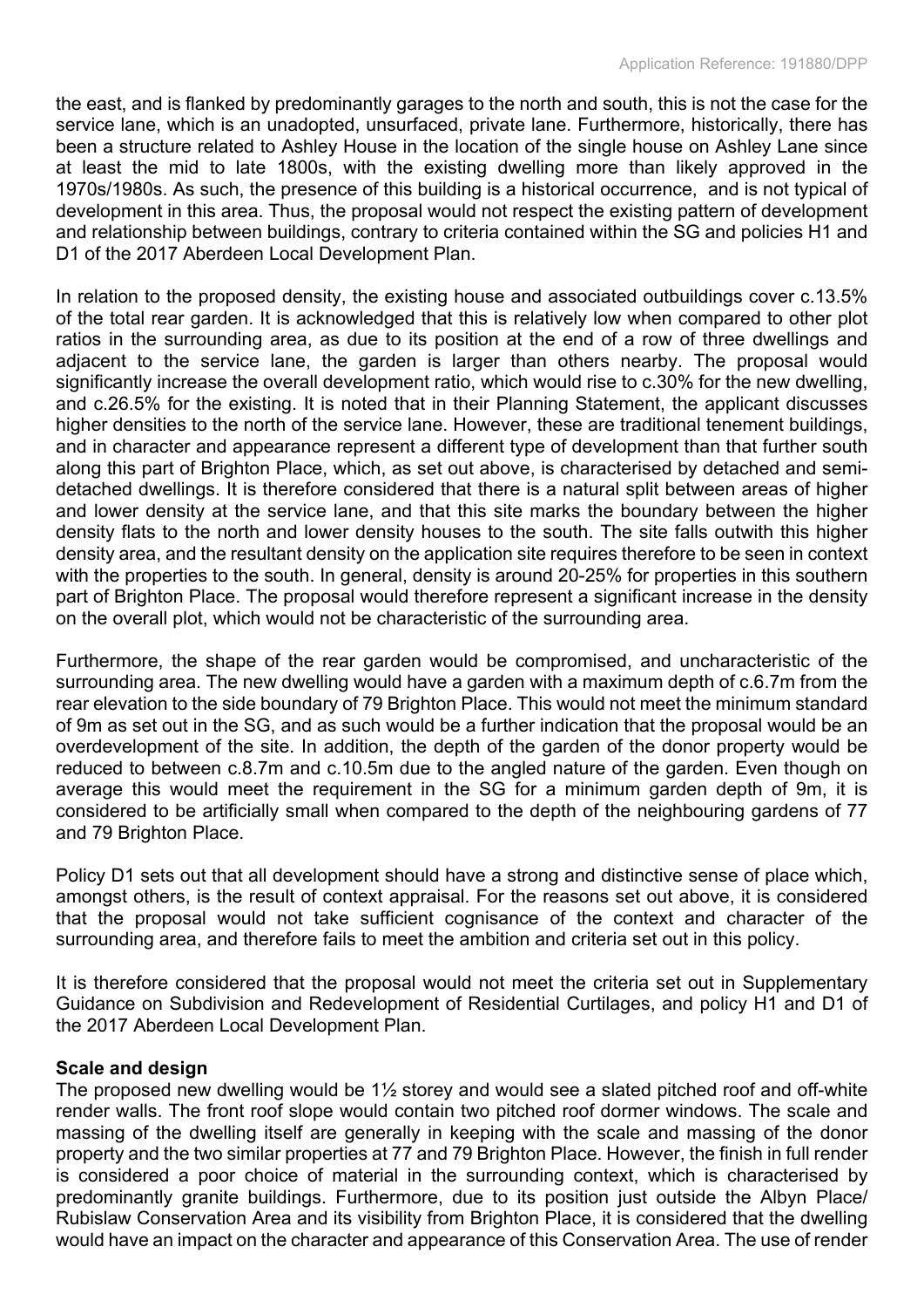the east, and is flanked by predominantly garages to the north and south, this is not the case for the service lane, which is an unadopted, unsurfaced, private lane. Furthermore, historically, there has been a structure related to Ashley House in the location of the single house on Ashley Lane since at least the mid to late 1800s, with the existing dwelling more than likely approved in the 1970s/1980s. As such, the presence of this building is a historical occurrence, and is not typical of development in this area. Thus, the proposal would not respect the existing pattern of development and relationship between buildings, contrary to criteria contained within the SG and policies H1 and D1 of the 2017 Aberdeen Local Development Plan.

In relation to the proposed density, the existing house and associated outbuildings cover c.13.5% of the total rear garden. It is acknowledged that this is relatively low when compared to other plot ratios in the surrounding area, as due to its position at the end of a row of three dwellings and adjacent to the service lane, the garden is larger than others nearby. The proposal would significantly increase the overall development ratio, which would rise to c.30% for the new dwelling, and c.26.5% for the existing. It is noted that in their Planning Statement, the applicant discusses higher densities to the north of the service lane. However, these are traditional tenement buildings, and in character and appearance represent a different type of development than that further south along this part of Brighton Place, which, as set out above, is characterised by detached and semi-detached dwellings. It is therefore considered that there is a natural split between areas of higher and lower density at the service lane, and that this site marks the boundary between the higher density flats to the north and lower density houses to the south. The site falls outwith this higher density area, and the resultant density on the application site requires therefore to be seen in context with the properties to the south. In general, density is around 20-25% for properties in this southern part of Brighton Place. The proposal would therefore represent a significant increase in the density on the overall plot, which would not be characteristic of the surrounding area.

Furthermore, the shape of the rear garden would be compromised, and uncharacteristic of the surrounding area. The new dwelling would have a garden with a maximum depth of c.6.7m from the rear elevation to the side boundary of 79 Brighton Place. This would not meet the minimum standard of 9m as set out in the SG, and as such would be a further indication that the proposal would be an overdevelopment of the site. In addition, the depth of the garden of the donor property would be reduced to between c.8.7m and c.10.5m due to the angled nature of the garden. Even though on average this would meet the requirement in the SG for a minimum garden depth of 9m, it is considered to be artificially small when compared to the depth of the neighbouring gardens of 77 and 79 Brighton Place.

Policy D1 sets out that all development should have a strong and distinctive sense of place which, amongst others, is the result of context appraisal. For the reasons set out above, it is considered that the proposal would not take sufficient cognisance of the context and character of the surrounding area, and therefore fails to meet the ambition and criteria set out in this policy.

It is therefore considered that the proposal would not meet the criteria set out in Supplementary Guidance on Subdivision and Redevelopment of Residential Curtilages, and policy H1 and D1 of the 2017 Aberdeen Local Development Plan.

**Scale and design**

The proposed new dwelling would be 1½ storey and would see a slated pitched roof and off-white render walls. The front roof slope would contain two pitched roof dormer windows. The scale and massing of the dwelling itself are generally in keeping with the scale and massing of the donor property and the two similar properties at 77 and 79 Brighton Place. However, the finish in full render is considered a poor choice of material in the surrounding context, which is characterised by predominantly granite buildings. Furthermore, due to its position just outside the Albyn Place/ Rubislaw Conservation Area and its visibility from Brighton Place, it is considered that the dwelling would have an impact on the character and appearance of this Conservation Area. The use of render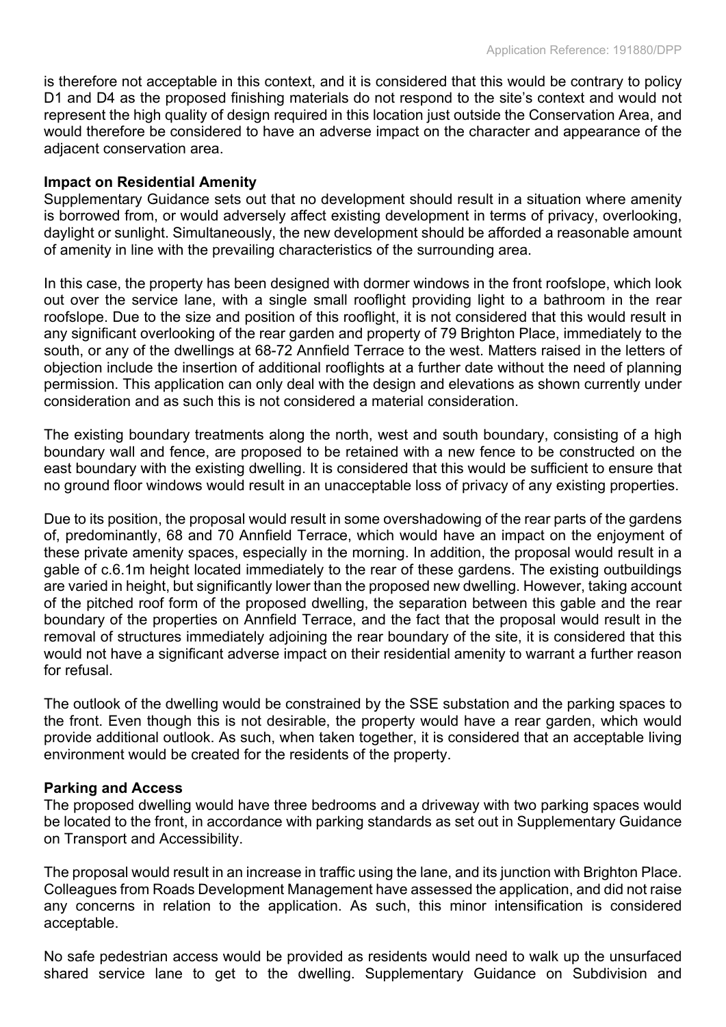is therefore not acceptable in this context, and it is considered that this would be contrary to policy D1 and D4 as the proposed finishing materials do not respond to the site's context and would not represent the high quality of design required in this location just outside the Conservation Area, and would therefore be considered to have an adverse impact on the character and appearance of the adjacent conservation area.

**Impact on Residential Amenity**

Supplementary Guidance sets out that no development should result in a situation where amenity is borrowed from, or would adversely affect existing development in terms of privacy, overlooking, daylight or sunlight. Simultaneously, the new development should be afforded a reasonable amount of amenity in line with the prevailing characteristics of the surrounding area.

In this case, the property has been designed with dormer windows in the front roofslope, which look out over the service lane, with a single small rooflight providing light to a bathroom in the rear roofslope. Due to the size and position of this rooflight, it is not considered that this would result in any significant overlooking of the rear garden and property of 79 Brighton Place, immediately to the south, or any of the dwellings at 68-72 Annfield Terrace to the west. Matters raised in the letters of objection include the insertion of additional rooflights at a further date without the need of planning permission. This application can only deal with the design and elevations as shown currently under consideration and as such this is not considered a material consideration.

The existing boundary treatments along the north, west and south boundary, consisting of a high boundary wall and fence, are proposed to be retained with a new fence to be constructed on the east boundary with the existing dwelling. It is considered that this would be sufficient to ensure that no ground floor windows would result in an unacceptable loss of privacy of any existing properties.

Due to its position, the proposal would result in some overshadowing of the rear parts of the gardens of, predominantly, 68 and 70 Annfield Terrace, which would have an impact on the enjoyment of these private amenity spaces, especially in the morning. In addition, the proposal would result in a gable of c.6.1m height located immediately to the rear of these gardens. The existing outbuildings are varied in height, but significantly lower than the proposed new dwelling. However, taking account of the pitched roof form of the proposed dwelling, the separation between this gable and the rear boundary of the properties on Annfield Terrace, and the fact that the proposal would result in the removal of structures immediately adjoining the rear boundary of the site, it is considered that this would not have a significant adverse impact on their residential amenity to warrant a further reason for refusal.

The outlook of the dwelling would be constrained by the SSE substation and the parking spaces to the front. Even though this is not desirable, the property would have a rear garden, which would provide additional outlook. As such, when taken together, it is considered that an acceptable living environment would be created for the residents of the property.

**Parking and Access**

The proposed dwelling would have three bedrooms and a driveway with two parking spaces would be located to the front, in accordance with parking standards as set out in Supplementary Guidance on Transport and Accessibility.

The proposal would result in an increase in traffic using the lane, and its junction with Brighton Place. Colleagues from Roads Development Management have assessed the application, and did not raise any concerns in relation to the application. As such, this minor intensification is considered acceptable.

No safe pedestrian access would be provided as residents would need to walk up the unsurfaced shared service lane to get to the dwelling. Supplementary Guidance on Subdivision and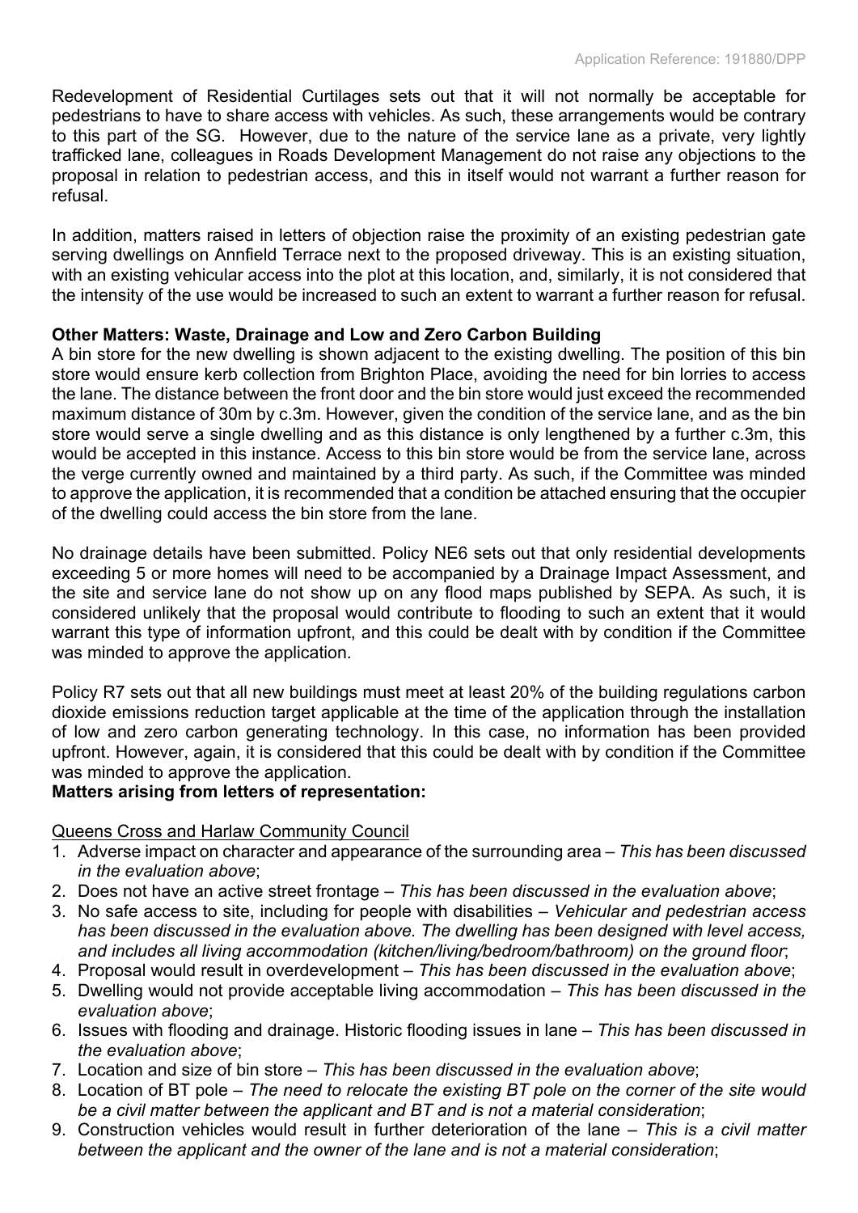Redevelopment of Residential Curtilages sets out that it will not normally be acceptable for pedestrians to have to share access with vehicles. As such, these arrangements would be contrary to this part of the SG. However, due to the nature of the service lane as a private, very lightly trafficked lane, colleagues in Roads Development Management do not raise any objections to the proposal in relation to pedestrian access, and this in itself would not warrant a further reason for refusal.

In addition, matters raised in letters of objection raise the proximity of an existing pedestrian gate serving dwellings on Annfield Terrace next to the proposed driveway. This is an existing situation, with an existing vehicular access into the plot at this location, and, similarly, it is not considered that the intensity of the use would be increased to such an extent to warrant a further reason for refusal.

**Other Matters: Waste, Drainage and Low and Zero Carbon Building**

A bin store for the new dwelling is shown adjacent to the existing dwelling. The position of this bin store would ensure kerb collection from Brighton Place, avoiding the need for bin lorries to access the lane. The distance between the front door and the bin store would just exceed the recommended maximum distance of 30m by c.3m. However, given the condition of the service lane, and as the bin store would serve a single dwelling and as this distance is only lengthened by a further c.3m, this would be accepted in this instance. Access to this bin store would be from the service lane, across the verge currently owned and maintained by a third party. As such, if the Committee was minded to approve the application, it is recommended that a condition be attached ensuring that the occupier of the dwelling could access the bin store from the lane.

No drainage details have been submitted. Policy NE6 sets out that only residential developments exceeding 5 or more homes will need to be accompanied by a Drainage Impact Assessment, and the site and service lane do not show up on any flood maps published by SEPA. As such, it is considered unlikely that the proposal would contribute to flooding to such an extent that it would warrant this type of information upfront, and this could be dealt with by condition if the Committee was minded to approve the application.

Policy R7 sets out that all new buildings must meet at least 20% of the building regulations carbon dioxide emissions reduction target applicable at the time of the application through the installation of low and zero carbon generating technology. In this case, no information has been provided upfront. However, again, it is considered that this could be dealt with by condition if the Committee was minded to approve the application.

**Matters arising from letters of representation:**

Queens Cross and Harlaw Community Council

1. Adverse impact on character and appearance of the surrounding area – *This has been discussed in the evaluation above*;
2. Does not have an active street frontage – *This has been discussed in the evaluation above*;
3. No safe access to site, including for people with disabilities – *Vehicular and pedestrian access has been discussed in the evaluation above. The dwelling has been designed with level access, and includes all living accommodation (kitchen/living/bedroom/bathroom) on the ground floor*;
4. Proposal would result in overdevelopment – *This has been discussed in the evaluation above*;
5. Dwelling would not provide acceptable living accommodation – *This has been discussed in the evaluation above*;
6. Issues with flooding and drainage. Historic flooding issues in lane – *This has been discussed in the evaluation above*;
7. Location and size of bin store – *This has been discussed in the evaluation above*;
8. Location of BT pole – *The need to relocate the existing BT pole on the corner of the site would be a civil matter between the applicant and BT and is not a material consideration*;
9. Construction vehicles would result in further deterioration of the lane – *This is a civil matter between the applicant and the owner of the lane and is not a material consideration*;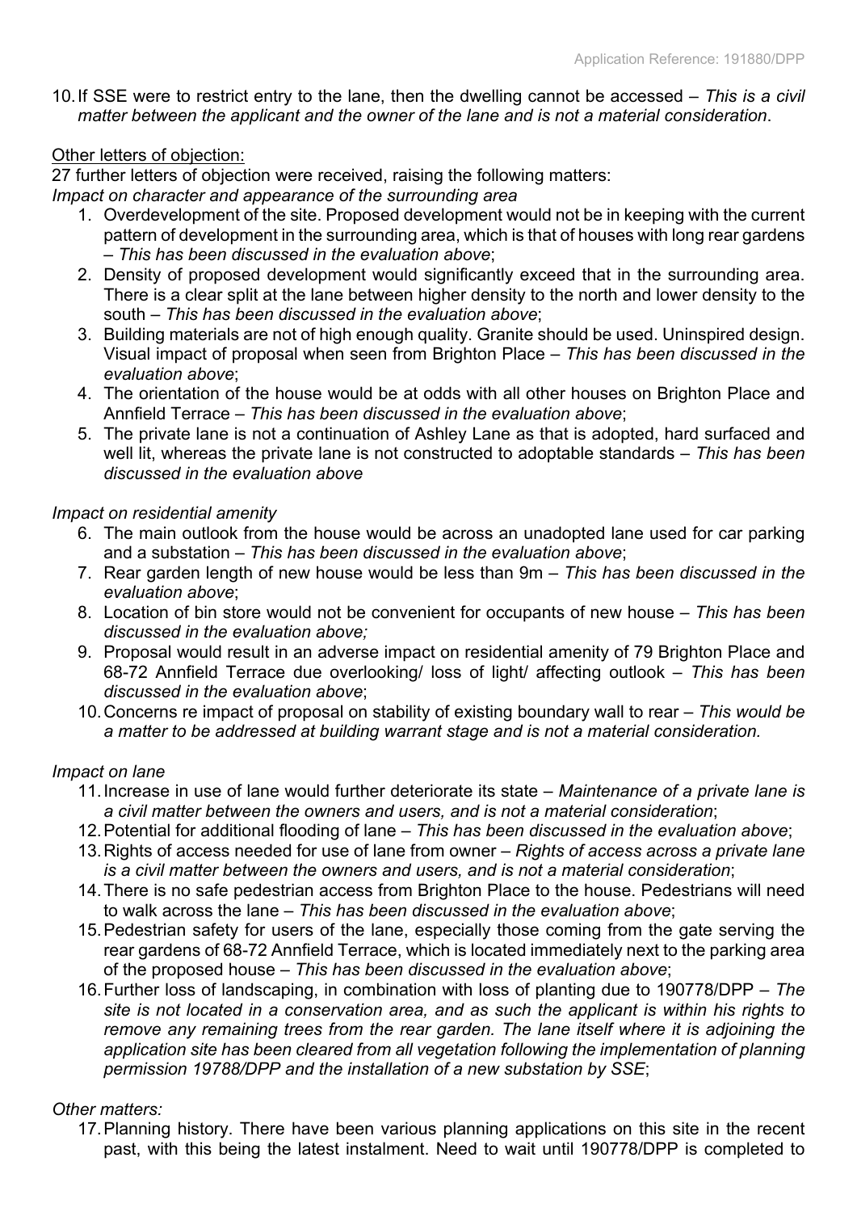10. If SSE were to restrict entry to the lane, then the dwelling cannot be accessed – *This is a civil matter between the applicant and the owner of the lane and is not a material consideration*.

Other letters of objection:

27 further letters of objection were received, raising the following matters:

*Impact on character and appearance of the surrounding area*

1. Overdevelopment of the site. Proposed development would not be in keeping with the current pattern of development in the surrounding area, which is that of houses with long rear gardens – *This has been discussed in the evaluation above*;
2. Density of proposed development would significantly exceed that in the surrounding area. There is a clear split at the lane between higher density to the north and lower density to the south – *This has been discussed in the evaluation above*;
3. Building materials are not of high enough quality. Granite should be used. Uninspired design. Visual impact of proposal when seen from Brighton Place – *This has been discussed in the evaluation above*;
4. The orientation of the house would be at odds with all other houses on Brighton Place and Annfield Terrace – *This has been discussed in the evaluation above*;
5. The private lane is not a continuation of Ashley Lane as that is adopted, hard surfaced and well lit, whereas the private lane is not constructed to adoptable standards – *This has been discussed in the evaluation above*

*Impact on residential amenity*

6. The main outlook from the house would be across an unadopted lane used for car parking and a substation – *This has been discussed in the evaluation above*;
7. Rear garden length of new house would be less than 9m – *This has been discussed in the evaluation above*;
8. Location of bin store would not be convenient for occupants of new house – *This has been discussed in the evaluation above;*
9. Proposal would result in an adverse impact on residential amenity of 79 Brighton Place and 68-72 Annfield Terrace due overlooking/ loss of light/ affecting outlook – *This has been discussed in the evaluation above*;
10. Concerns re impact of proposal on stability of existing boundary wall to rear – *This would be a matter to be addressed at building warrant stage and is not a material consideration.*

*Impact on lane*

11. Increase in use of lane would further deteriorate its state – *Maintenance of a private lane is a civil matter between the owners and users, and is not a material consideration*;
12. Potential for additional flooding of lane – *This has been discussed in the evaluation above*;
13. Rights of access needed for use of lane from owner – *Rights of access across a private lane is a civil matter between the owners and users, and is not a material consideration*;
14. There is no safe pedestrian access from Brighton Place to the house. Pedestrians will need to walk across the lane – *This has been discussed in the evaluation above*;
15. Pedestrian safety for users of the lane, especially those coming from the gate serving the rear gardens of 68-72 Annfield Terrace, which is located immediately next to the parking area of the proposed house – *This has been discussed in the evaluation above*;
16. Further loss of landscaping, in combination with loss of planting due to 190778/DPP – *The site is not located in a conservation area, and as such the applicant is within his rights to remove any remaining trees from the rear garden. The lane itself where it is adjoining the application site has been cleared from all vegetation following the implementation of planning permission 19788/DPP and the installation of a new substation by SSE*;

*Other matters:*

17. Planning history. There have been various planning applications on this site in the recent past, with this being the latest instalment. Need to wait until 190778/DPP is completed to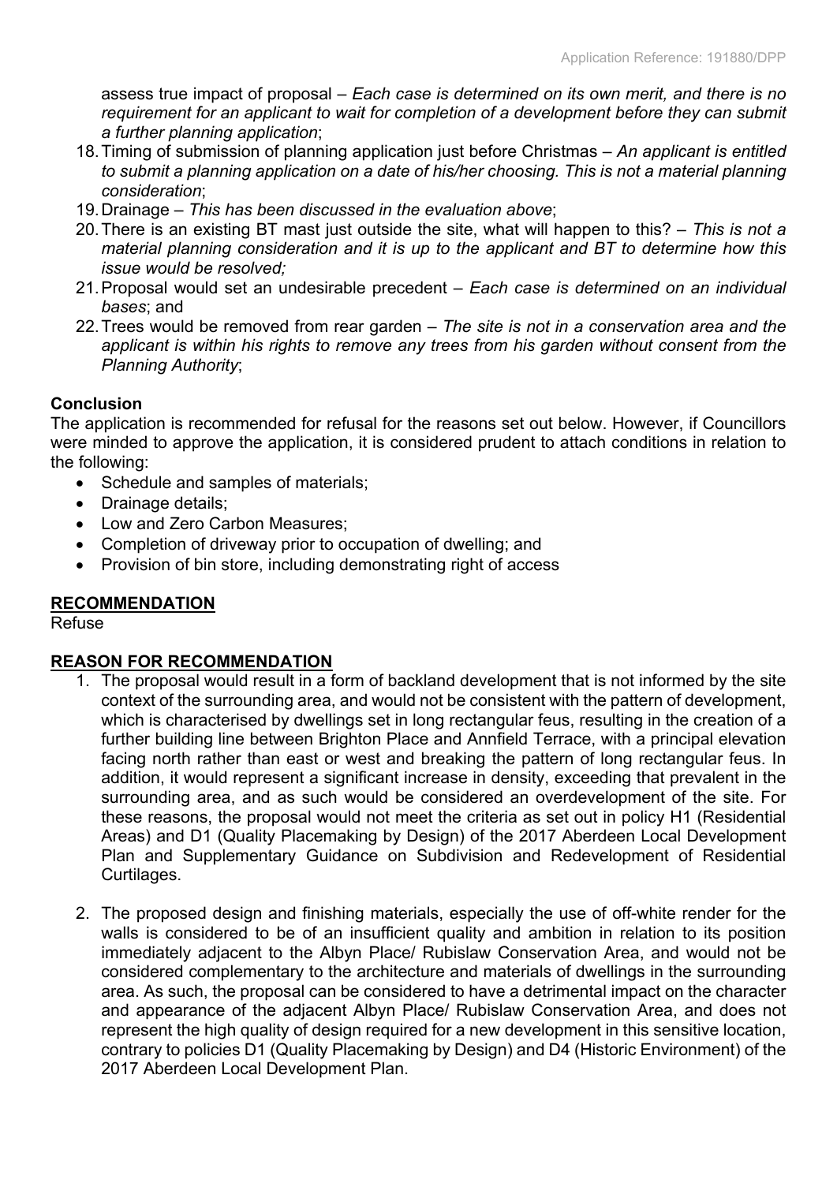assess true impact of proposal – *Each case is determined on its own merit, and there is no requirement for an applicant to wait for completion of a development before they can submit a further planning application*;

18. Timing of submission of planning application just before Christmas – *An applicant is entitled to submit a planning application on a date of his/her choosing. This is not a material planning consideration*;
19. Drainage – *This has been discussed in the evaluation above*;
20. There is an existing BT mast just outside the site, what will happen to this? – *This is not a material planning consideration and it is up to the applicant and BT to determine how this issue would be resolved;*
21. Proposal would set an undesirable precedent – *Each case is determined on an individual bases*; and
22. Trees would be removed from rear garden – *The site is not in a conservation area and the applicant is within his rights to remove any trees from his garden without consent from the Planning Authority*;

**Conclusion**

The application is recommended for refusal for the reasons set out below. However, if Councillors were minded to approve the application, it is considered prudent to attach conditions in relation to the following:

- Schedule and samples of materials;
- Drainage details;
- Low and Zero Carbon Measures;
- Completion of driveway prior to occupation of dwelling; and
- Provision of bin store, including demonstrating right of access

**RECOMMENDATION**

Refuse

**REASON FOR RECOMMENDATION**

1. The proposal would result in a form of backland development that is not informed by the site context of the surrounding area, and would not be consistent with the pattern of development, which is characterised by dwellings set in long rectangular feus, resulting in the creation of a further building line between Brighton Place and Annfield Terrace, with a principal elevation facing north rather than east or west and breaking the pattern of long rectangular feus. In addition, it would represent a significant increase in density, exceeding that prevalent in the surrounding area, and as such would be considered an overdevelopment of the site. For these reasons, the proposal would not meet the criteria as set out in policy H1 (Residential Areas) and D1 (Quality Placemaking by Design) of the 2017 Aberdeen Local Development Plan and Supplementary Guidance on Subdivision and Redevelopment of Residential Curtilages.

2. The proposed design and finishing materials, especially the use of off-white render for the walls is considered to be of an insufficient quality and ambition in relation to its position immediately adjacent to the Albyn Place/ Rubislaw Conservation Area, and would not be considered complementary to the architecture and materials of dwellings in the surrounding area. As such, the proposal can be considered to have a detrimental impact on the character and appearance of the adjacent Albyn Place/ Rubislaw Conservation Area, and does not represent the high quality of design required for a new development in this sensitive location, contrary to policies D1 (Quality Placemaking by Design) and D4 (Historic Environment) of the 2017 Aberdeen Local Development Plan.